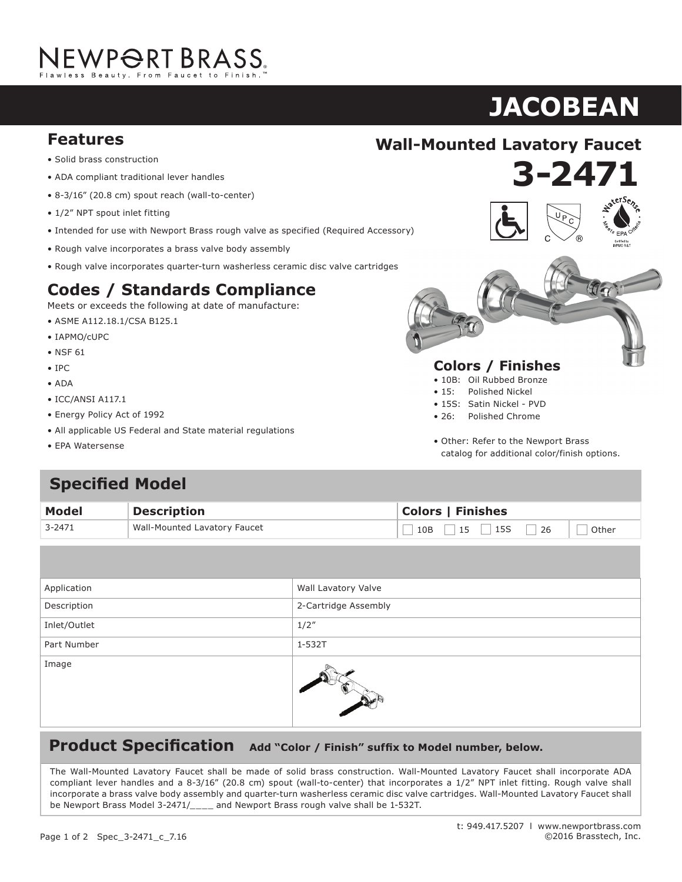NEWPORT BRASS
Flawless Beauty. From Faucet to Finish.™

# JACOBEAN

## Wall-Mounted Lavatory Faucet

# 3-2471

## Features

- Solid brass construction
- ADA compliant traditional lever handles
- 8-3/16" (20.8 cm) spout reach (wall-to-center)
- 1/2" NPT spout inlet fitting
- Intended for use with Newport Brass rough valve as specified (Required Accessory)
- Rough valve incorporates a brass valve body assembly
- Rough valve incorporates quarter-turn washerless ceramic disc valve cartridges

## Codes / Standards Compliance

Meets or exceeds the following at date of manufacture:

- ASME A112.18.1/CSA B125.1
- IAPMO/cUPC
- NSF 61
- IPC
- ADA
- ICC/ANSI A117.1
- Energy Policy Act of 1992
- All applicable US Federal and State material regulations
- EPA Watersense

## Colors / Finishes

- 10B: Oil Rubbed Bronze
- 15: Polished Nickel
- 15S: Satin Nickel - PVD
- 26: Polished Chrome

- Other: Refer to the Newport Brass catalog for additional color/finish options.

## Specified Model

| Model | Description | Colors \| Finishes |
|---|---|---|
| 3-2471 | Wall-Mounted Lavatory Faucet | ☐ 10B ☐ 15 ☐ 15S ☐ 26 ☐ Other |

| | |
|---|---|
| Application | Wall Lavatory Valve |
| Description | 2-Cartridge Assembly |
| Inlet/Outlet | 1/2" |
| Part Number | 1-532T |
| Image | |

## Product Specification **Add "Color / Finish" suffix to Model number, below.**

The Wall-Mounted Lavatory Faucet shall be made of solid brass construction. Wall-Mounted Lavatory Faucet shall incorporate ADA compliant lever handles and a 8-3/16" (20.8 cm) spout (wall-to-center) that incorporates a 1/2" NPT inlet fitting. Rough valve shall incorporate a brass valve body assembly and quarter-turn washerless ceramic disc valve cartridges. Wall-Mounted Lavatory Faucet shall be Newport Brass Model 3-2471/____ and Newport Brass rough valve shall be 1-532T.

t: 949.417.5207 | www.newportbrass.com
©2016 Brasstech, Inc.

Spec_3-2471_c_7.16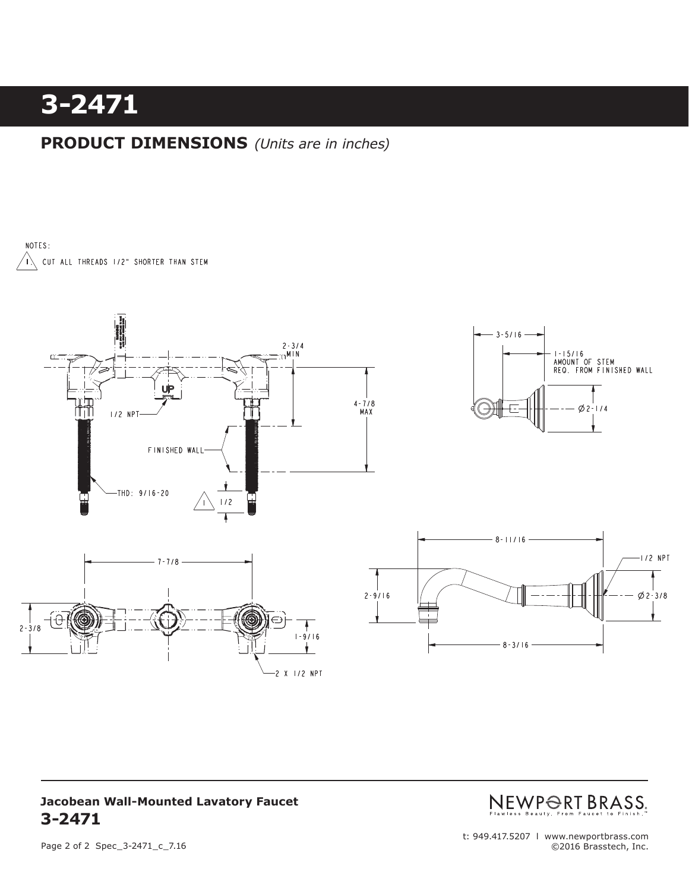# 3-2471

## PRODUCT DIMENSIONS *(Units are in inches)*

NOTES:

1. CUT ALL THREADS 1/2" SHORTER THAN STEM

2-3/4
MIN

4-7/8
MAX

1/2 NPT

FINISHED WALL

THD: 9/16-20

1/2

3-5/16

1-15/16
AMOUNT OF STEM
REQ. FROM FINISHED WALL

Ø2-1/4

7-7/8

2-3/8

1-9/16

2 X 1/2 NPT

8-11/16

1/2 NPT

2-9/16

Ø2-3/8

8-3/16

**Jacobean Wall-Mounted Lavatory Faucet**
**3-2471**

NEWPORT BRASS. Flawless Beauty. From Faucet to Finish.™

t: 949.417.5207 l www.newportbrass.com
©2016 Brasstech, Inc.